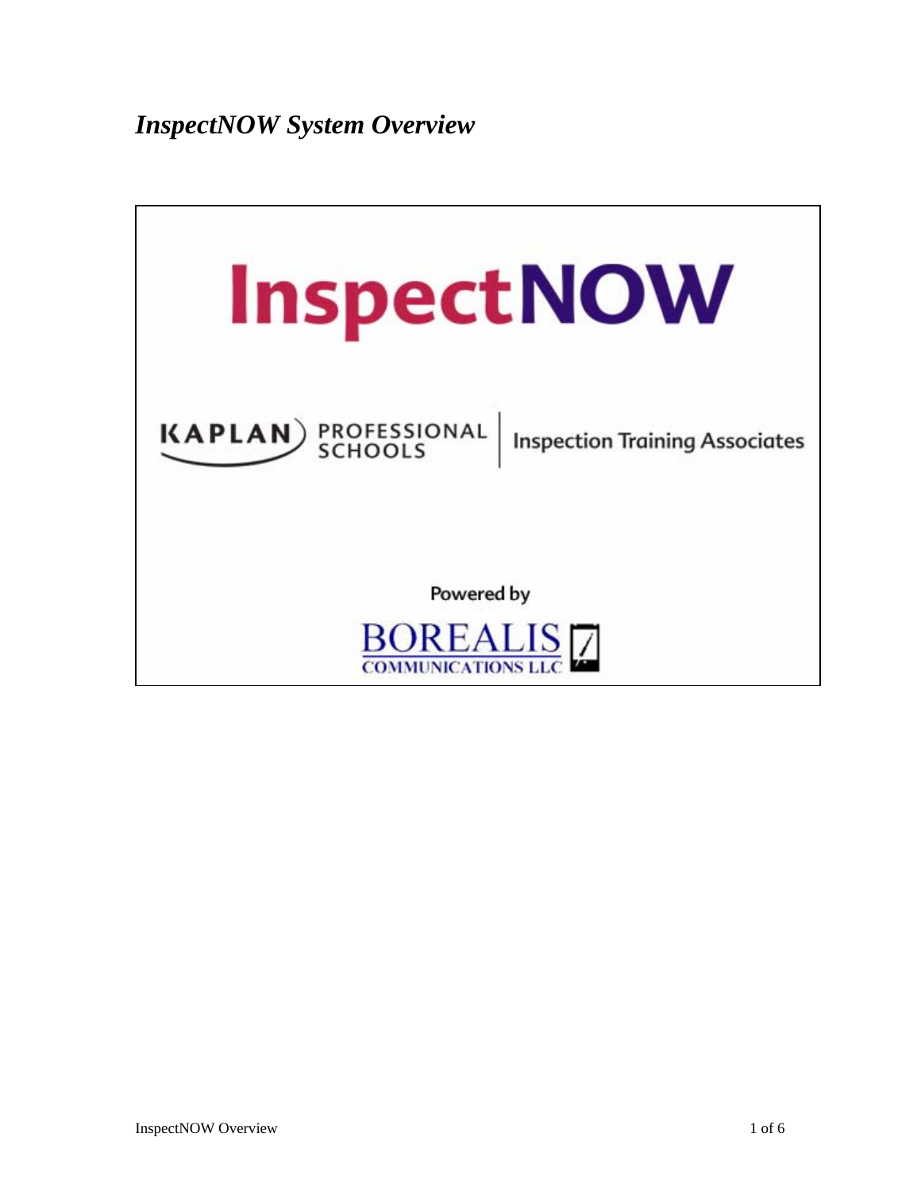# *InspectNOW System Overview*

InspectNOW

KAPLAN PROFESSIONAL SCHOOLS | Inspection Training Associates

Powered by

BOREALIS COMMUNICATIONS LLC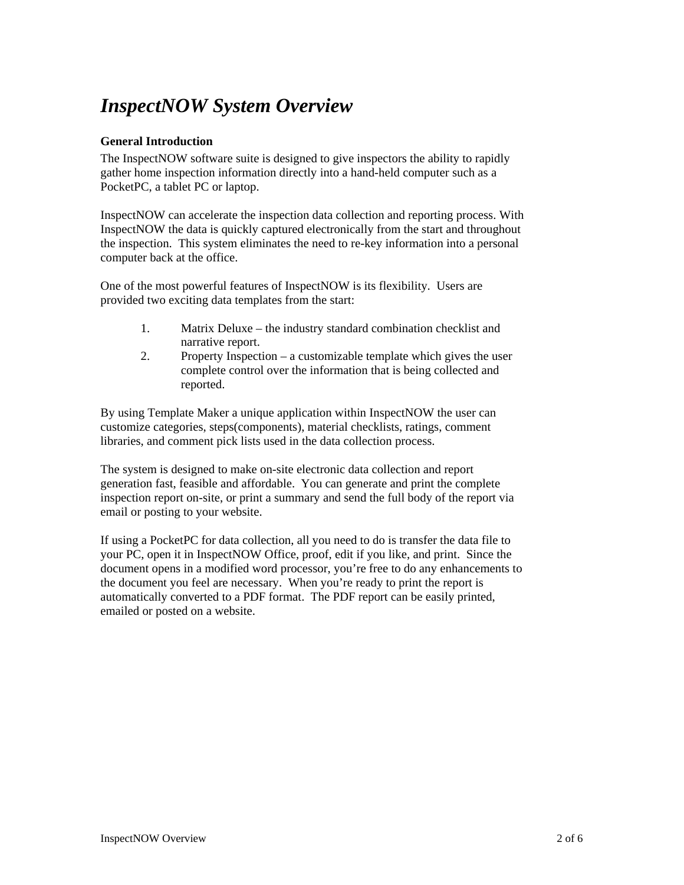# *InspectNOW System Overview*

**General Introduction**

The InspectNOW software suite is designed to give inspectors the ability to rapidly gather home inspection information directly into a hand-held computer such as a PocketPC, a tablet PC or laptop.

InspectNOW can accelerate the inspection data collection and reporting process. With InspectNOW the data is quickly captured electronically from the start and throughout the inspection. This system eliminates the need to re-key information into a personal computer back at the office.

One of the most powerful features of InspectNOW is its flexibility. Users are provided two exciting data templates from the start:

1. Matrix Deluxe – the industry standard combination checklist and narrative report.
2. Property Inspection – a customizable template which gives the user complete control over the information that is being collected and reported.

By using Template Maker a unique application within InspectNOW the user can customize categories, steps(components), material checklists, ratings, comment libraries, and comment pick lists used in the data collection process.

The system is designed to make on-site electronic data collection and report generation fast, feasible and affordable. You can generate and print the complete inspection report on-site, or print a summary and send the full body of the report via email or posting to your website.

If using a PocketPC for data collection, all you need to do is transfer the data file to your PC, open it in InspectNOW Office, proof, edit if you like, and print. Since the document opens in a modified word processor, you're free to do any enhancements to the document you feel are necessary. When you're ready to print the report is automatically converted to a PDF format. The PDF report can be easily printed, emailed or posted on a website.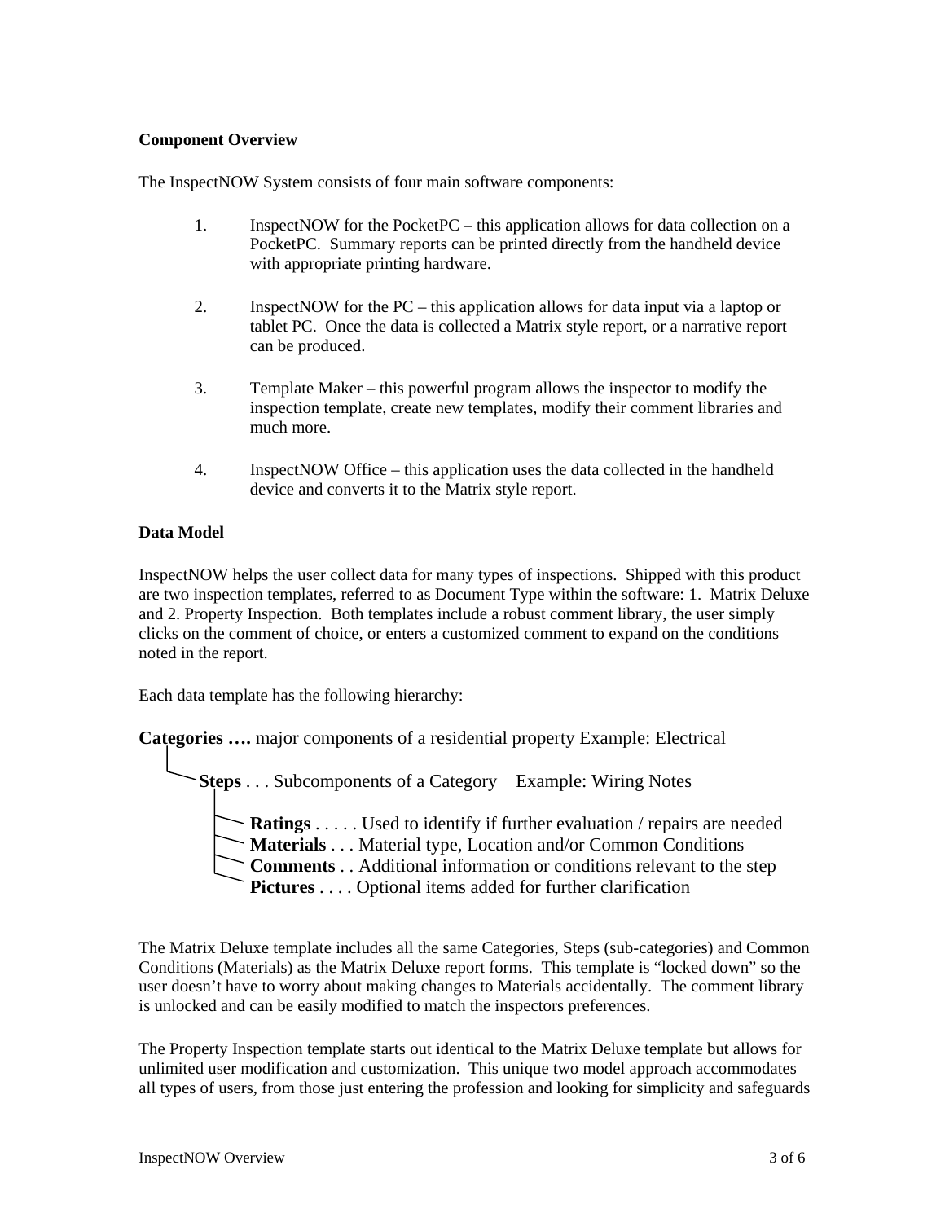**Component Overview**

The InspectNOW System consists of four main software components:

1. InspectNOW for the PocketPC – this application allows for data collection on a PocketPC. Summary reports can be printed directly from the handheld device with appropriate printing hardware.

2. InspectNOW for the PC – this application allows for data input via a laptop or tablet PC. Once the data is collected a Matrix style report, or a narrative report can be produced.

3. Template Maker – this powerful program allows the inspector to modify the inspection template, create new templates, modify their comment libraries and much more.

4. InspectNOW Office – this application uses the data collected in the handheld device and converts it to the Matrix style report.

**Data Model**

InspectNOW helps the user collect data for many types of inspections. Shipped with this product are two inspection templates, referred to as Document Type within the software: 1. Matrix Deluxe and 2. Property Inspection. Both templates include a robust comment library, the user simply clicks on the comment of choice, or enters a customized comment to expand on the conditions noted in the report.

Each data template has the following hierarchy:

**Categories ….** major components of a residential property Example: Electrical

- **Steps** . . . Subcomponents of a Category Example: Wiring Notes
  - **Ratings** . . . . . Used to identify if further evaluation / repairs are needed
  - **Materials** . . . Material type, Location and/or Common Conditions
  - **Comments** . . Additional information or conditions relevant to the step
  - **Pictures** . . . . Optional items added for further clarification

The Matrix Deluxe template includes all the same Categories, Steps (sub-categories) and Common Conditions (Materials) as the Matrix Deluxe report forms. This template is "locked down" so the user doesn't have to worry about making changes to Materials accidentally. The comment library is unlocked and can be easily modified to match the inspectors preferences.

The Property Inspection template starts out identical to the Matrix Deluxe template but allows for unlimited user modification and customization. This unique two model approach accommodates all types of users, from those just entering the profession and looking for simplicity and safeguards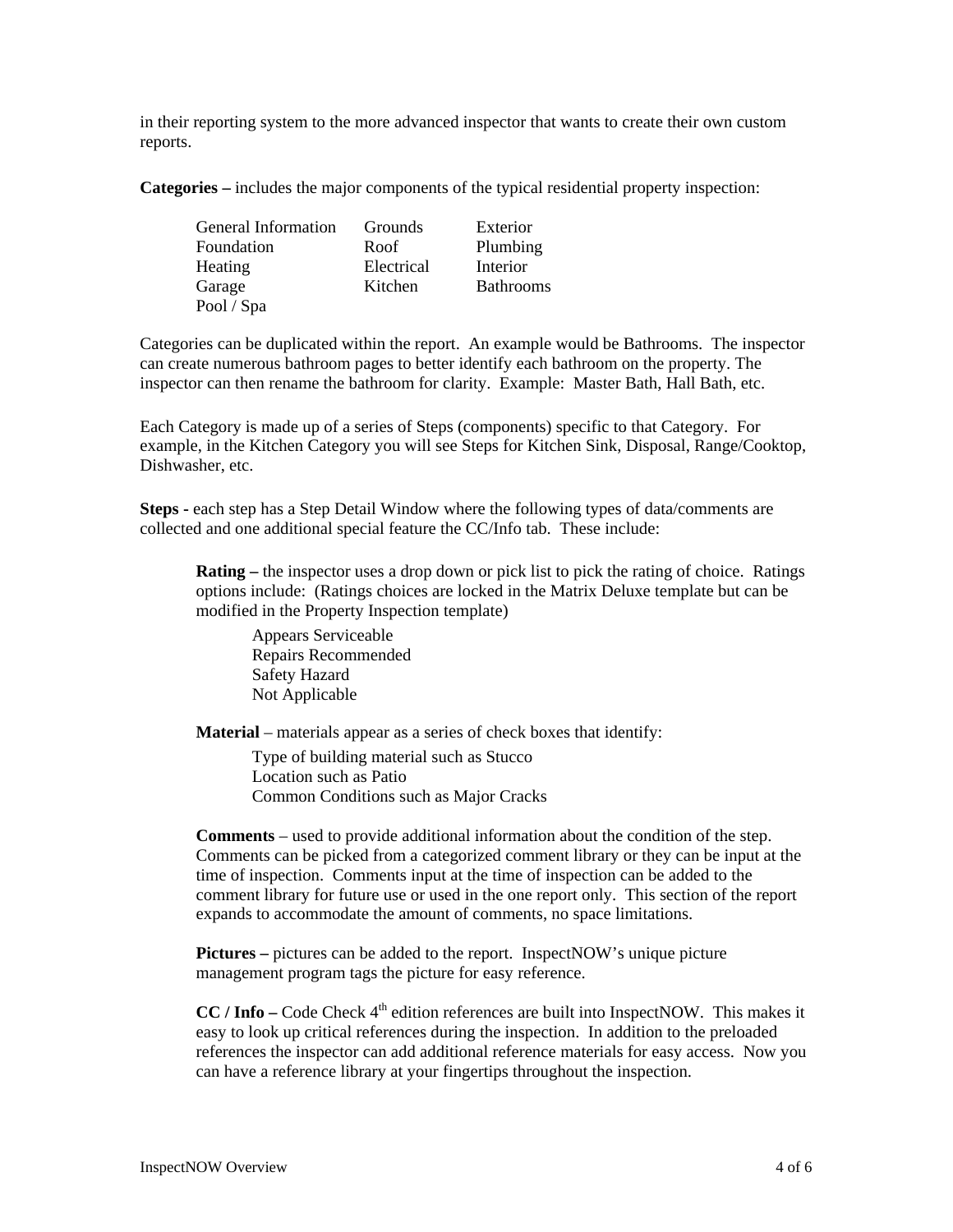in their reporting system to the more advanced inspector that wants to create their own custom reports.

**Categories –** includes the major components of the typical residential property inspection:

| | | |
|---|---|---|
| General Information | Grounds | Exterior |
| Foundation | Roof | Plumbing |
| Heating | Electrical | Interior |
| Garage | Kitchen | Bathrooms |
| Pool / Spa | | |

Categories can be duplicated within the report. An example would be Bathrooms. The inspector can create numerous bathroom pages to better identify each bathroom on the property. The inspector can then rename the bathroom for clarity. Example: Master Bath, Hall Bath, etc.

Each Category is made up of a series of Steps (components) specific to that Category. For example, in the Kitchen Category you will see Steps for Kitchen Sink, Disposal, Range/Cooktop, Dishwasher, etc.

**Steps -** each step has a Step Detail Window where the following types of data/comments are collected and one additional special feature the CC/Info tab. These include:

**Rating –** the inspector uses a drop down or pick list to pick the rating of choice. Ratings options include: (Ratings choices are locked in the Matrix Deluxe template but can be modified in the Property Inspection template)

- Appears Serviceable
- Repairs Recommended
- Safety Hazard
- Not Applicable

**Material** – materials appear as a series of check boxes that identify:

- Type of building material such as Stucco
- Location such as Patio
- Common Conditions such as Major Cracks

**Comments** – used to provide additional information about the condition of the step. Comments can be picked from a categorized comment library or they can be input at the time of inspection. Comments input at the time of inspection can be added to the comment library for future use or used in the one report only. This section of the report expands to accommodate the amount of comments, no space limitations.

**Pictures –** pictures can be added to the report. InspectNOW's unique picture management program tags the picture for easy reference.

**CC / Info –** Code Check 4th edition references are built into InspectNOW. This makes it easy to look up critical references during the inspection. In addition to the preloaded references the inspector can add additional reference materials for easy access. Now you can have a reference library at your fingertips throughout the inspection.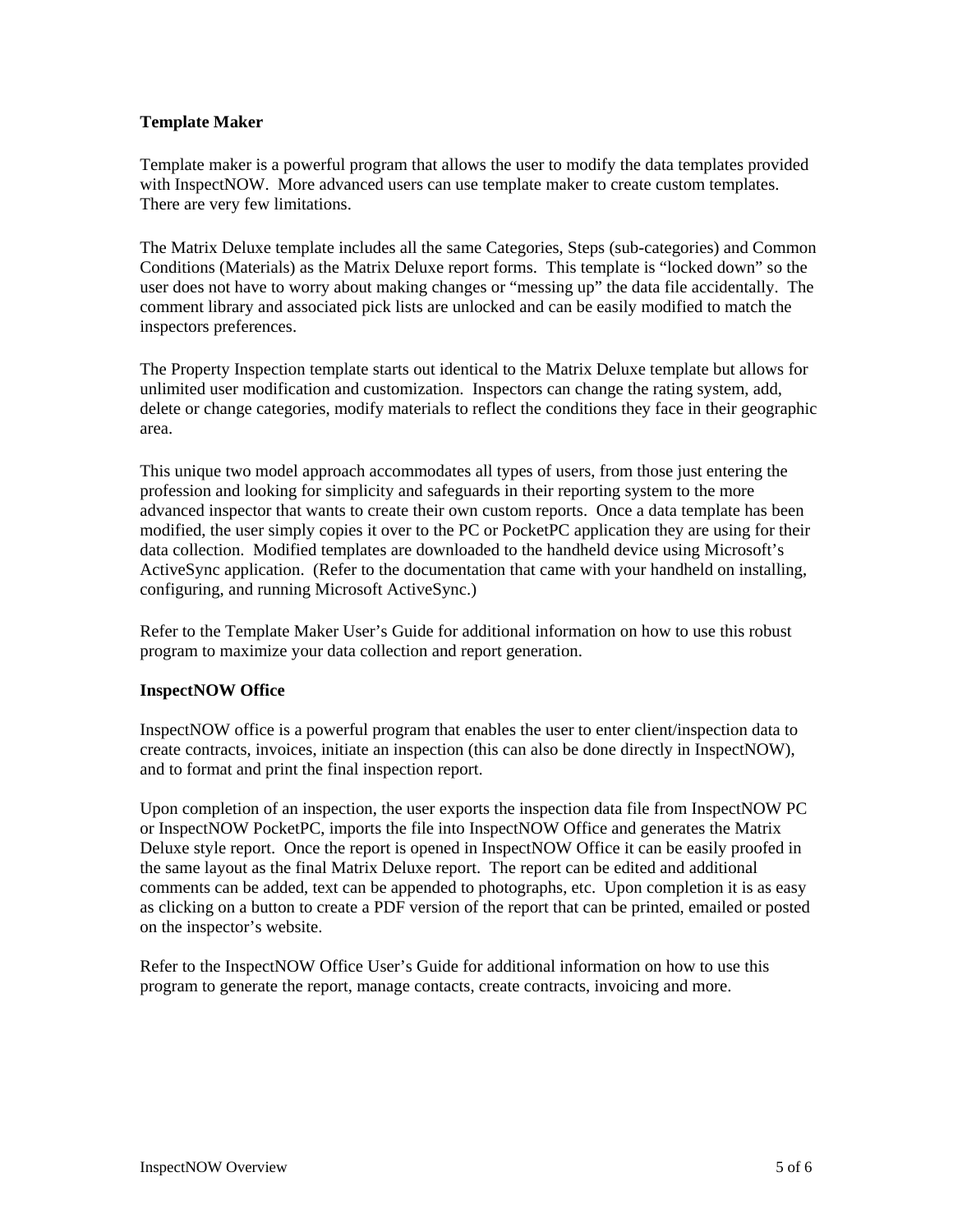**Template Maker**

Template maker is a powerful program that allows the user to modify the data templates provided with InspectNOW. More advanced users can use template maker to create custom templates. There are very few limitations.

The Matrix Deluxe template includes all the same Categories, Steps (sub-categories) and Common Conditions (Materials) as the Matrix Deluxe report forms. This template is "locked down" so the user does not have to worry about making changes or "messing up" the data file accidentally. The comment library and associated pick lists are unlocked and can be easily modified to match the inspectors preferences.

The Property Inspection template starts out identical to the Matrix Deluxe template but allows for unlimited user modification and customization. Inspectors can change the rating system, add, delete or change categories, modify materials to reflect the conditions they face in their geographic area.

This unique two model approach accommodates all types of users, from those just entering the profession and looking for simplicity and safeguards in their reporting system to the more advanced inspector that wants to create their own custom reports. Once a data template has been modified, the user simply copies it over to the PC or PocketPC application they are using for their data collection. Modified templates are downloaded to the handheld device using Microsoft's ActiveSync application. (Refer to the documentation that came with your handheld on installing, configuring, and running Microsoft ActiveSync.)

Refer to the Template Maker User's Guide for additional information on how to use this robust program to maximize your data collection and report generation.

**InspectNOW Office**

InspectNOW office is a powerful program that enables the user to enter client/inspection data to create contracts, invoices, initiate an inspection (this can also be done directly in InspectNOW), and to format and print the final inspection report.

Upon completion of an inspection, the user exports the inspection data file from InspectNOW PC or InspectNOW PocketPC, imports the file into InspectNOW Office and generates the Matrix Deluxe style report. Once the report is opened in InspectNOW Office it can be easily proofed in the same layout as the final Matrix Deluxe report. The report can be edited and additional comments can be added, text can be appended to photographs, etc. Upon completion it is as easy as clicking on a button to create a PDF version of the report that can be printed, emailed or posted on the inspector's website.

Refer to the InspectNOW Office User's Guide for additional information on how to use this program to generate the report, manage contacts, create contracts, invoicing and more.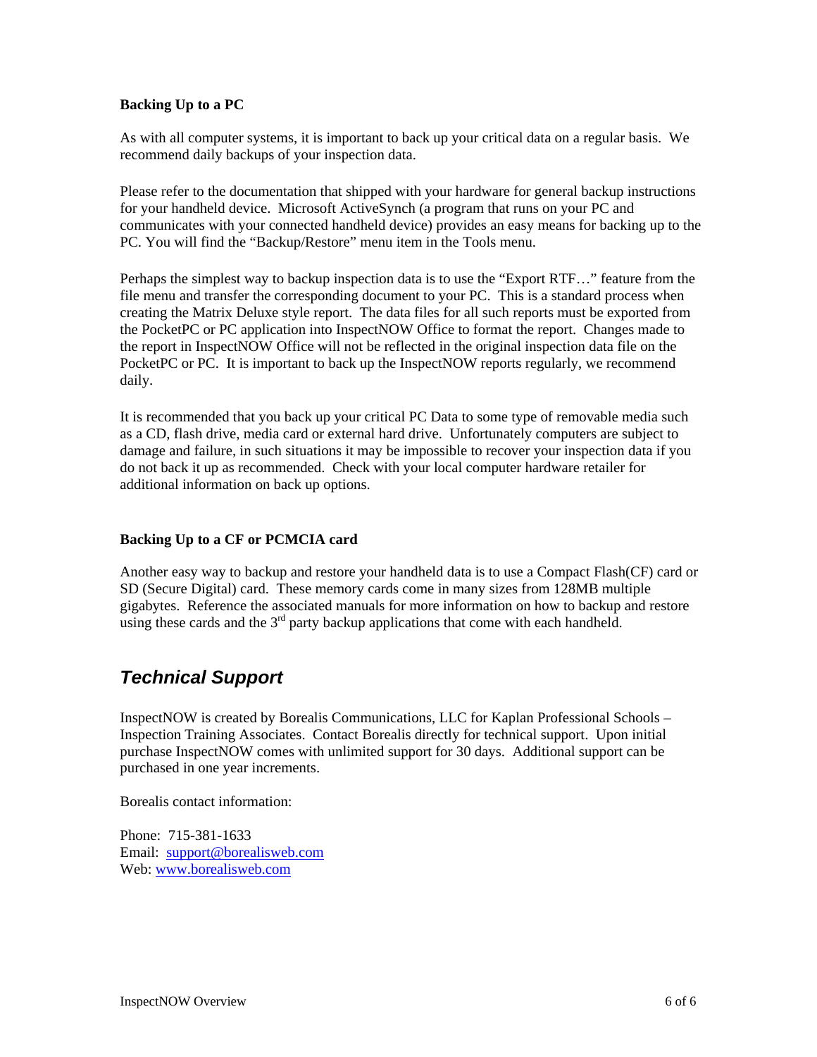**Backing Up to a PC**

As with all computer systems, it is important to back up your critical data on a regular basis. We recommend daily backups of your inspection data.

Please refer to the documentation that shipped with your hardware for general backup instructions for your handheld device. Microsoft ActiveSynch (a program that runs on your PC and communicates with your connected handheld device) provides an easy means for backing up to the PC. You will find the "Backup/Restore" menu item in the Tools menu.

Perhaps the simplest way to backup inspection data is to use the "Export RTF…" feature from the file menu and transfer the corresponding document to your PC. This is a standard process when creating the Matrix Deluxe style report. The data files for all such reports must be exported from the PocketPC or PC application into InspectNOW Office to format the report. Changes made to the report in InspectNOW Office will not be reflected in the original inspection data file on the PocketPC or PC. It is important to back up the InspectNOW reports regularly, we recommend daily.

It is recommended that you back up your critical PC Data to some type of removable media such as a CD, flash drive, media card or external hard drive. Unfortunately computers are subject to damage and failure, in such situations it may be impossible to recover your inspection data if you do not back it up as recommended. Check with your local computer hardware retailer for additional information on back up options.

**Backing Up to a CF or PCMCIA card**

Another easy way to backup and restore your handheld data is to use a Compact Flash(CF) card or SD (Secure Digital) card. These memory cards come in many sizes from 128MB multiple gigabytes. Reference the associated manuals for more information on how to backup and restore using these cards and the 3rd party backup applications that come with each handheld.

## *Technical Support*

InspectNOW is created by Borealis Communications, LLC for Kaplan Professional Schools – Inspection Training Associates. Contact Borealis directly for technical support. Upon initial purchase InspectNOW comes with unlimited support for 30 days. Additional support can be purchased in one year increments.

Borealis contact information:

Phone: 715-381-1633
Email: support@borealisweb.com
Web: www.borealisweb.com